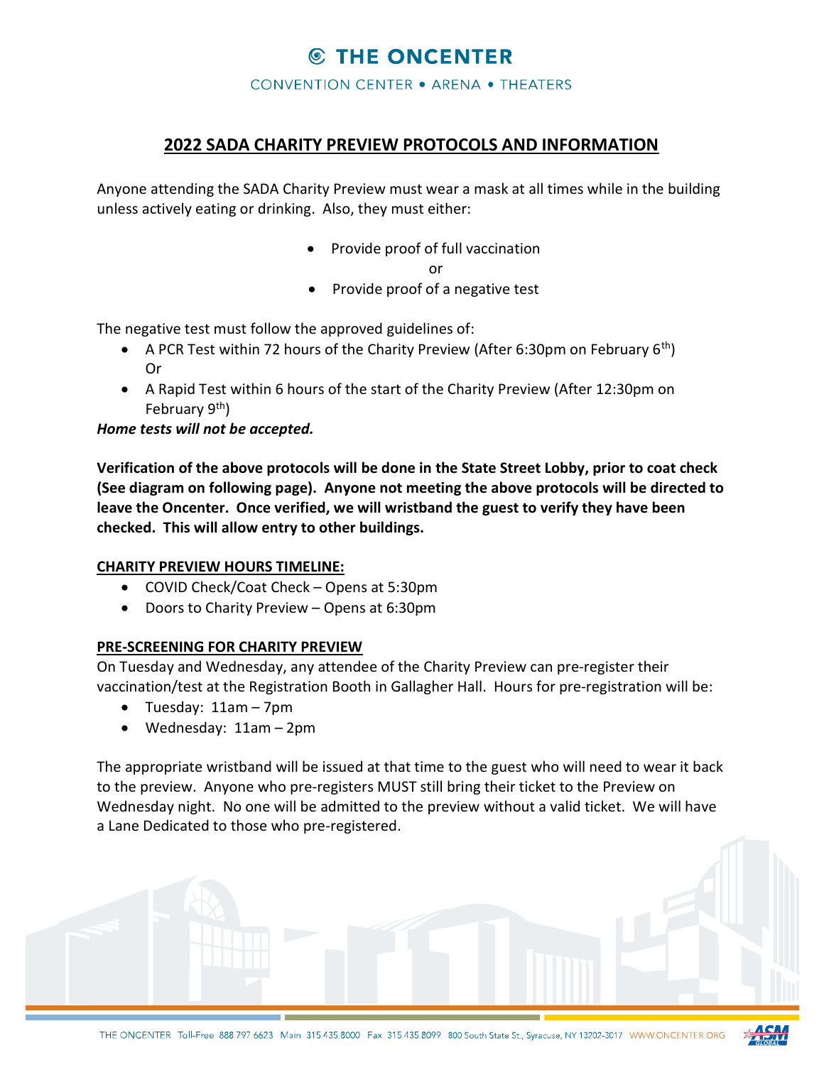# THE ONCENTER

CONVENTION CENTER • ARENA • THEATERS

## 2022 SADA CHARITY PREVIEW PROTOCOLS AND INFORMATION

Anyone attending the SADA Charity Preview must wear a mask at all times while in the building unless actively eating or drinking. Also, they must either:

- Provide proof of full vaccination

or

- Provide proof of a negative test

The negative test must follow the approved guidelines of:

- A PCR Test within 72 hours of the Charity Preview (After 6:30pm on February 6th)
  Or
- A Rapid Test within 6 hours of the start of the Charity Preview (After 12:30pm on February 9th)

***Home tests will not be accepted.***

**Verification of the above protocols will be done in the State Street Lobby, prior to coat check (See diagram on following page). Anyone not meeting the above protocols will be directed to leave the Oncenter. Once verified, we will wristband the guest to verify they have been checked. This will allow entry to other buildings.**

### CHARITY PREVIEW HOURS TIMELINE:

- COVID Check/Coat Check – Opens at 5:30pm
- Doors to Charity Preview – Opens at 6:30pm

### PRE-SCREENING FOR CHARITY PREVIEW

On Tuesday and Wednesday, any attendee of the Charity Preview can pre-register their vaccination/test at the Registration Booth in Gallagher Hall. Hours for pre-registration will be:

- Tuesday: 11am – 7pm
- Wednesday: 11am – 2pm

The appropriate wristband will be issued at that time to the guest who will need to wear it back to the preview. Anyone who pre-registers MUST still bring their ticket to the Preview on Wednesday night. No one will be admitted to the preview without a valid ticket. We will have a Lane Dedicated to those who pre-registered.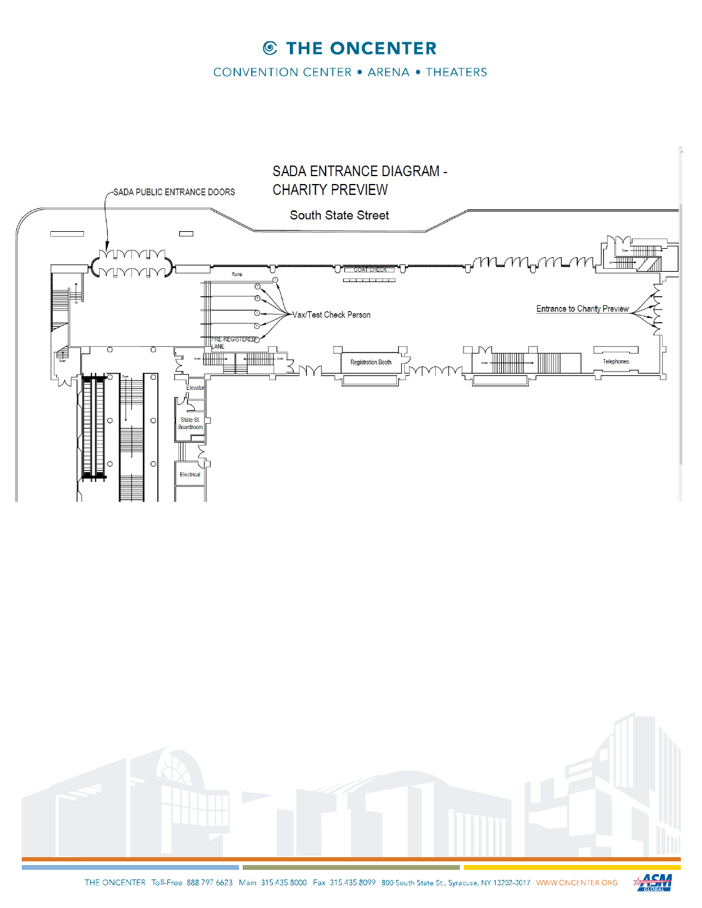# SADA ENTRANCE DIAGRAM - CHARITY PREVIEW

South State Street

SADA PUBLIC ENTRANCE DOORS

Ramp

COAT CHECK

Vax/Test Check Person

PRE-REGISTERED LANE

Entrance to Charity Preview

Registration Booth

Telephones

Elevator

State St. Boardroom

Electrical